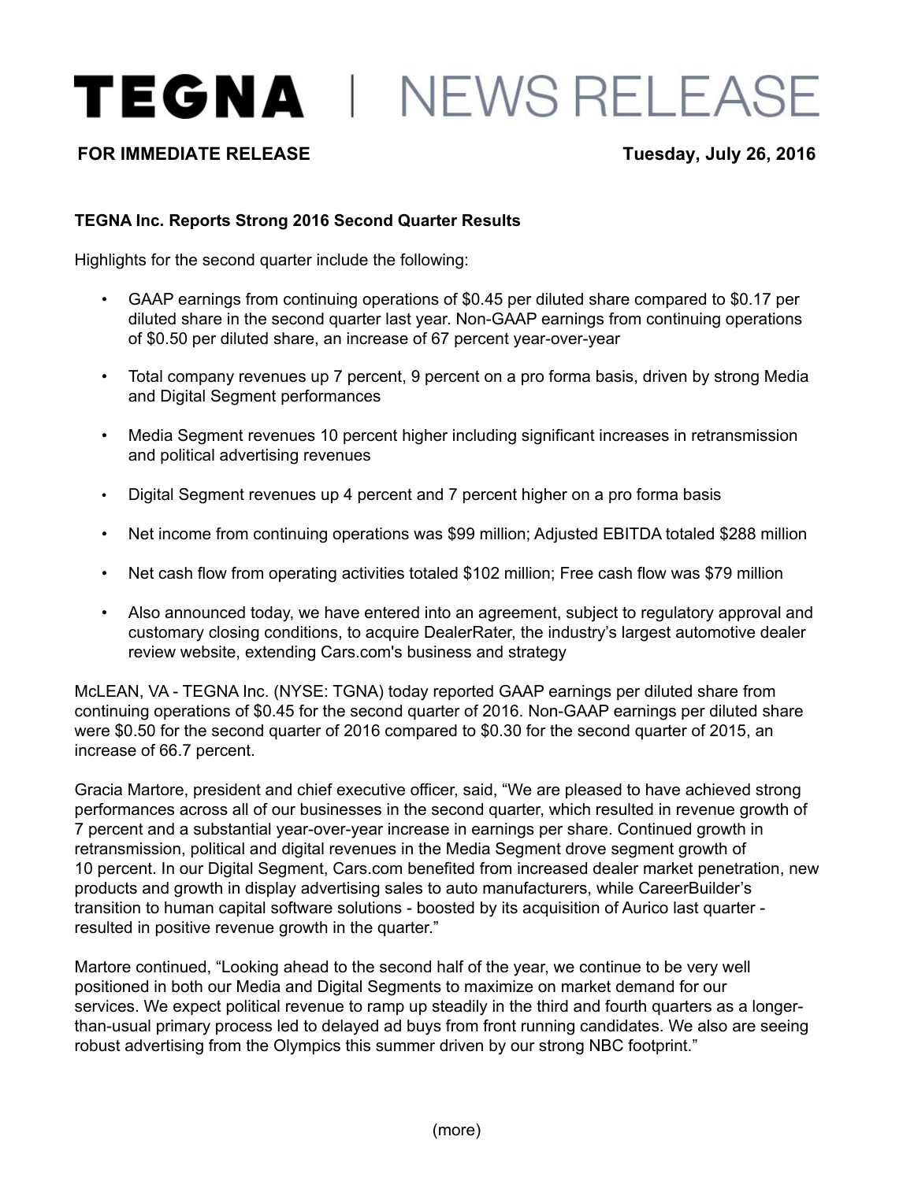# TEGNA | NEWS RELEASE

**FOR IMMEDIATE RELEASE** **Tuesday, July 26, 2016**

**TEGNA Inc. Reports Strong 2016 Second Quarter Results**

Highlights for the second quarter include the following:

- GAAP earnings from continuing operations of $0.45 per diluted share compared to $0.17 per diluted share in the second quarter last year. Non-GAAP earnings from continuing operations of $0.50 per diluted share, an increase of 67 percent year-over-year
- Total company revenues up 7 percent, 9 percent on a pro forma basis, driven by strong Media and Digital Segment performances
- Media Segment revenues 10 percent higher including significant increases in retransmission and political advertising revenues
- Digital Segment revenues up 4 percent and 7 percent higher on a pro forma basis
- Net income from continuing operations was $99 million; Adjusted EBITDA totaled $288 million
- Net cash flow from operating activities totaled $102 million; Free cash flow was $79 million
- Also announced today, we have entered into an agreement, subject to regulatory approval and customary closing conditions, to acquire DealerRater, the industry's largest automotive dealer review website, extending Cars.com's business and strategy

McLEAN, VA - TEGNA Inc. (NYSE: TGNA) today reported GAAP earnings per diluted share from continuing operations of $0.45 for the second quarter of 2016. Non-GAAP earnings per diluted share were $0.50 for the second quarter of 2016 compared to $0.30 for the second quarter of 2015, an increase of 66.7 percent.

Gracia Martore, president and chief executive officer, said, "We are pleased to have achieved strong performances across all of our businesses in the second quarter, which resulted in revenue growth of 7 percent and a substantial year-over-year increase in earnings per share. Continued growth in retransmission, political and digital revenues in the Media Segment drove segment growth of 10 percent. In our Digital Segment, Cars.com benefited from increased dealer market penetration, new products and growth in display advertising sales to auto manufacturers, while CareerBuilder's transition to human capital software solutions - boosted by its acquisition of Aurico last quarter - resulted in positive revenue growth in the quarter."

Martore continued, "Looking ahead to the second half of the year, we continue to be very well positioned in both our Media and Digital Segments to maximize on market demand for our services. We expect political revenue to ramp up steadily in the third and fourth quarters as a longer-than-usual primary process led to delayed ad buys from front running candidates. We also are seeing robust advertising from the Olympics this summer driven by our strong NBC footprint."

(more)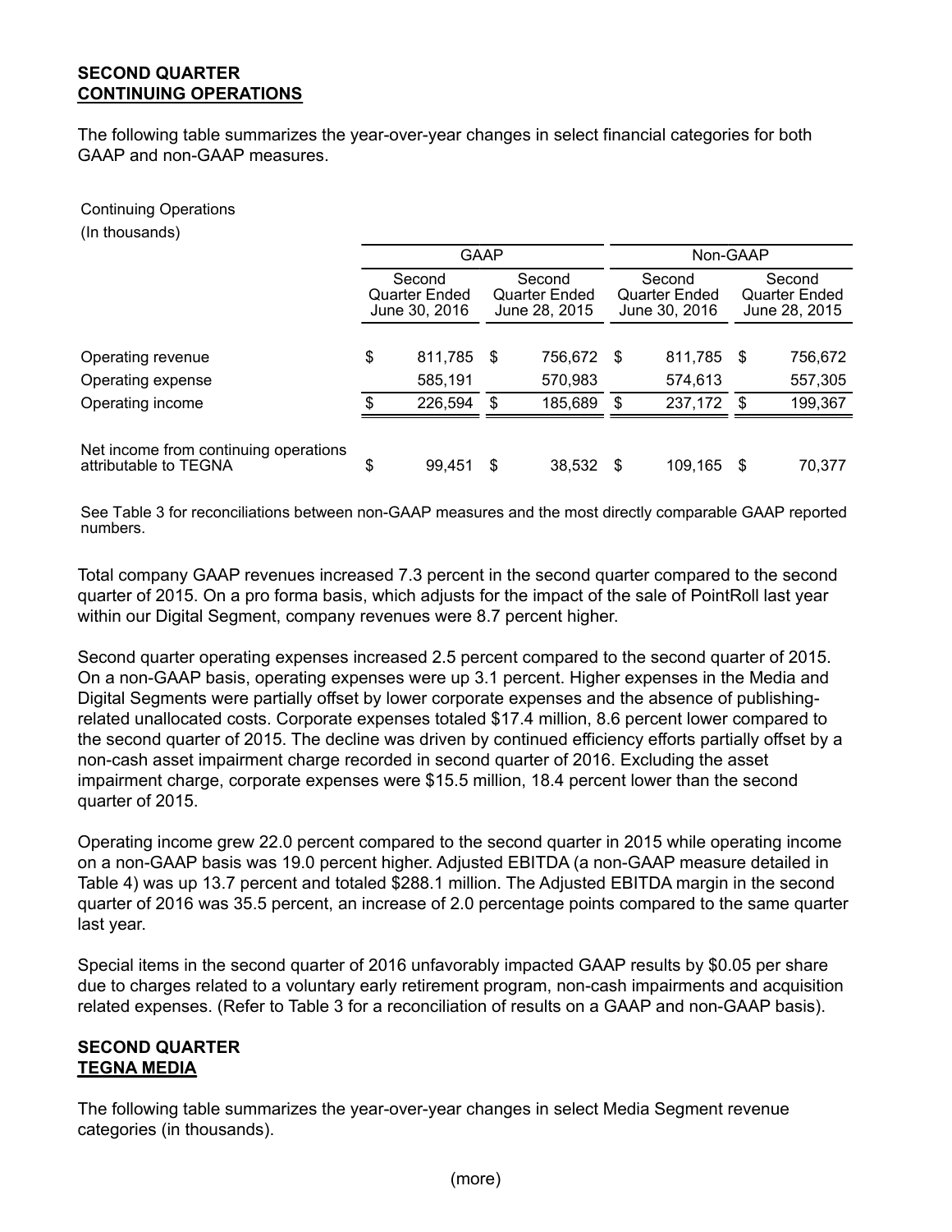**SECOND QUARTER**
**CONTINUING OPERATIONS**

The following table summarizes the year-over-year changes in select financial categories for both GAAP and non-GAAP measures.

Continuing Operations
(In thousands)

| | GAAP | | Non-GAAP | |
|---|---|---|---|---|
| | Second Quarter Ended June 30, 2016 | Second Quarter Ended June 28, 2015 | Second Quarter Ended June 30, 2016 | Second Quarter Ended June 28, 2015 |
| Operating revenue | $ 811,785 | $ 756,672 | $ 811,785 | $ 756,672 |
| Operating expense | 585,191 | 570,983 | 574,613 | 557,305 |
| Operating income | $ 226,594 | $ 185,689 | $ 237,172 | $ 199,367 |
| Net income from continuing operations attributable to TEGNA | $ 99,451 | $ 38,532 | $ 109,165 | $ 70,377 |

See Table 3 for reconciliations between non-GAAP measures and the most directly comparable GAAP reported numbers.

Total company GAAP revenues increased 7.3 percent in the second quarter compared to the second quarter of 2015. On a pro forma basis, which adjusts for the impact of the sale of PointRoll last year within our Digital Segment, company revenues were 8.7 percent higher.

Second quarter operating expenses increased 2.5 percent compared to the second quarter of 2015. On a non-GAAP basis, operating expenses were up 3.1 percent. Higher expenses in the Media and Digital Segments were partially offset by lower corporate expenses and the absence of publishing-related unallocated costs. Corporate expenses totaled $17.4 million, 8.6 percent lower compared to the second quarter of 2015. The decline was driven by continued efficiency efforts partially offset by a non-cash asset impairment charge recorded in second quarter of 2016. Excluding the asset impairment charge, corporate expenses were $15.5 million, 18.4 percent lower than the second quarter of 2015.

Operating income grew 22.0 percent compared to the second quarter in 2015 while operating income on a non-GAAP basis was 19.0 percent higher. Adjusted EBITDA (a non-GAAP measure detailed in Table 4) was up 13.7 percent and totaled $288.1 million. The Adjusted EBITDA margin in the second quarter of 2016 was 35.5 percent, an increase of 2.0 percentage points compared to the same quarter last year.

Special items in the second quarter of 2016 unfavorably impacted GAAP results by $0.05 per share due to charges related to a voluntary early retirement program, non-cash impairments and acquisition related expenses. (Refer to Table 3 for a reconciliation of results on a GAAP and non-GAAP basis).

**SECOND QUARTER**
**TEGNA MEDIA**

The following table summarizes the year-over-year changes in select Media Segment revenue categories (in thousands).

(more)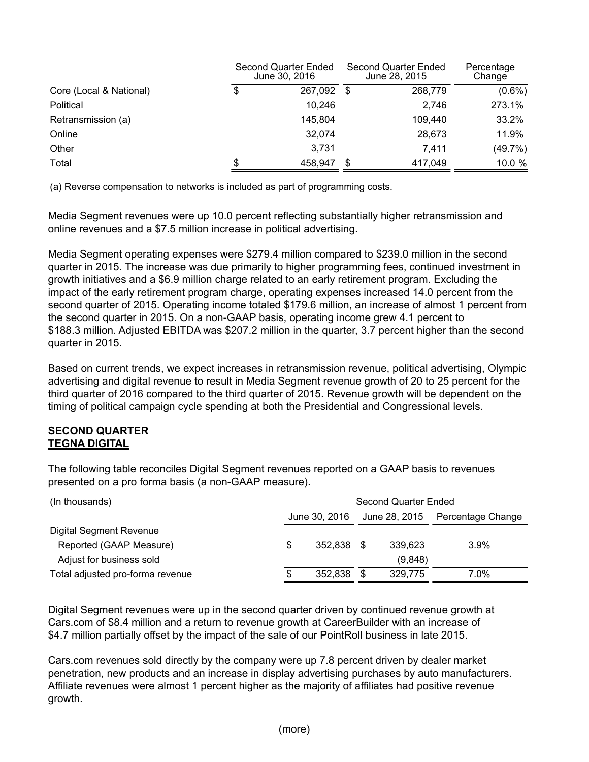| | Second Quarter Ended June 30, 2016 | Second Quarter Ended June 28, 2015 | Percentage Change |
|---|---|---|---|
| Core (Local & National) | $ 267,092 | $ 268,779 | (0.6%) |
| Political | 10,246 | 2,746 | 273.1% |
| Retransmission (a) | 145,804 | 109,440 | 33.2% |
| Online | 32,074 | 28,673 | 11.9% |
| Other | 3,731 | 7,411 | (49.7%) |
| Total | $ 458,947 | $ 417,049 | 10.0 % |

(a) Reverse compensation to networks is included as part of programming costs.

Media Segment revenues were up 10.0 percent reflecting substantially higher retransmission and online revenues and a $7.5 million increase in political advertising.

Media Segment operating expenses were $279.4 million compared to $239.0 million in the second quarter in 2015. The increase was due primarily to higher programming fees, continued investment in growth initiatives and a $6.9 million charge related to an early retirement program. Excluding the impact of the early retirement program charge, operating expenses increased 14.0 percent from the second quarter of 2015. Operating income totaled $179.6 million, an increase of almost 1 percent from the second quarter in 2015. On a non-GAAP basis, operating income grew 4.1 percent to $188.3 million. Adjusted EBITDA was $207.2 million in the quarter, 3.7 percent higher than the second quarter in 2015.

Based on current trends, we expect increases in retransmission revenue, political advertising, Olympic advertising and digital revenue to result in Media Segment revenue growth of 20 to 25 percent for the third quarter of 2016 compared to the third quarter of 2015. Revenue growth will be dependent on the timing of political campaign cycle spending at both the Presidential and Congressional levels.

## SECOND QUARTER
## TEGNA DIGITAL

The following table reconciles Digital Segment revenues reported on a GAAP basis to revenues presented on a pro forma basis (a non-GAAP measure).

| (In thousands) | Second Quarter Ended | | |
|---|---|---|---|
| | June 30, 2016 | June 28, 2015 | Percentage Change |
| Digital Segment Revenue | | | |
| Reported (GAAP Measure) | $ 352,838 | $ 339,623 | 3.9% |
| Adjust for business sold | | (9,848) | |
| Total adjusted pro-forma revenue | $ 352,838 | $ 329,775 | 7.0% |

Digital Segment revenues were up in the second quarter driven by continued revenue growth at Cars.com of $8.4 million and a return to revenue growth at CareerBuilder with an increase of $4.7 million partially offset by the impact of the sale of our PointRoll business in late 2015.

Cars.com revenues sold directly by the company were up 7.8 percent driven by dealer market penetration, new products and an increase in display advertising purchases by auto manufacturers. Affiliate revenues were almost 1 percent higher as the majority of affiliates had positive revenue growth.

(more)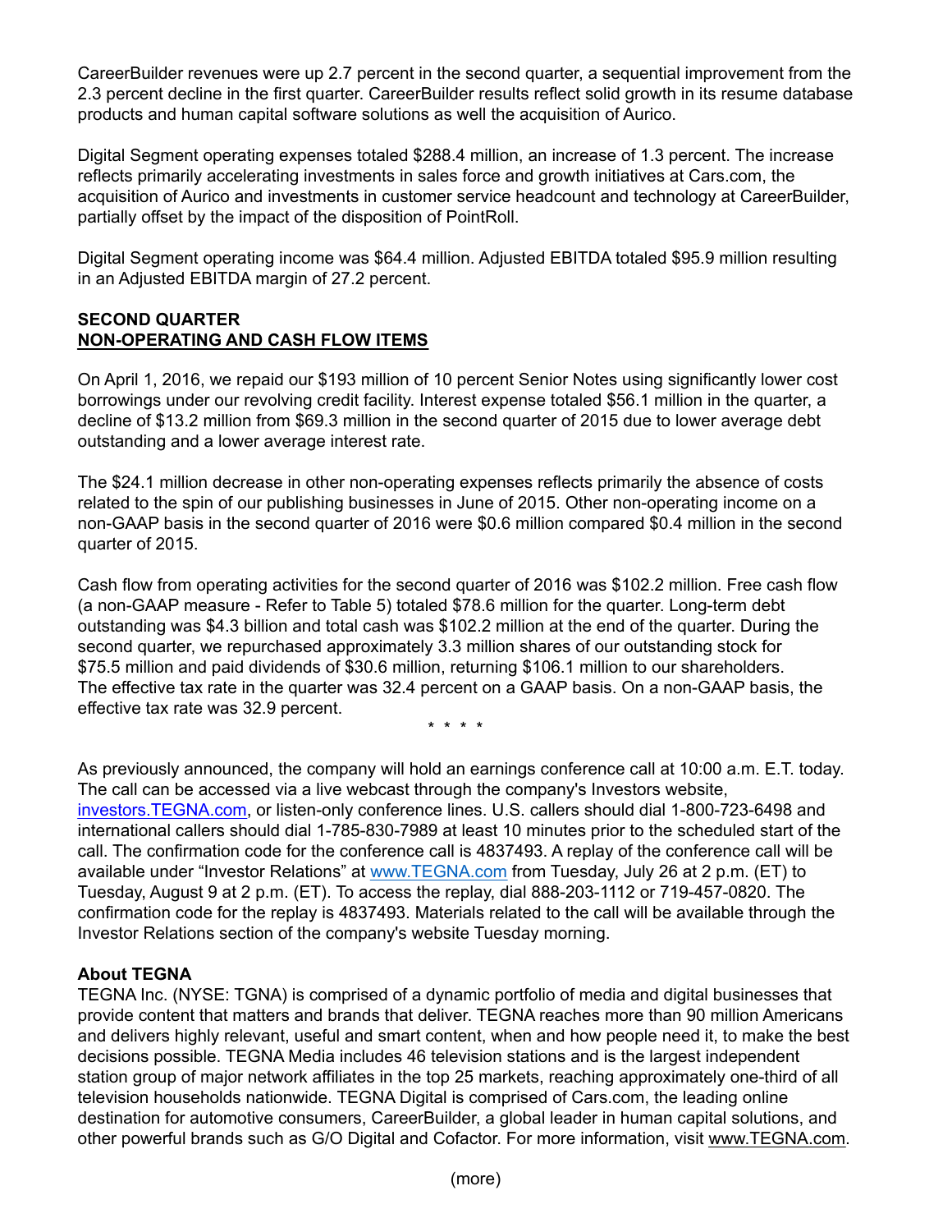CareerBuilder revenues were up 2.7 percent in the second quarter, a sequential improvement from the 2.3 percent decline in the first quarter. CareerBuilder results reflect solid growth in its resume database products and human capital software solutions as well the acquisition of Aurico.

Digital Segment operating expenses totaled $288.4 million, an increase of 1.3 percent. The increase reflects primarily accelerating investments in sales force and growth initiatives at Cars.com, the acquisition of Aurico and investments in customer service headcount and technology at CareerBuilder, partially offset by the impact of the disposition of PointRoll.

Digital Segment operating income was $64.4 million. Adjusted EBITDA totaled $95.9 million resulting in an Adjusted EBITDA margin of 27.2 percent.

**SECOND QUARTER**
**NON-OPERATING AND CASH FLOW ITEMS**

On April 1, 2016, we repaid our $193 million of 10 percent Senior Notes using significantly lower cost borrowings under our revolving credit facility. Interest expense totaled $56.1 million in the quarter, a decline of $13.2 million from $69.3 million in the second quarter of 2015 due to lower average debt outstanding and a lower average interest rate.

The $24.1 million decrease in other non-operating expenses reflects primarily the absence of costs related to the spin of our publishing businesses in June of 2015. Other non-operating income on a non-GAAP basis in the second quarter of 2016 were $0.6 million compared $0.4 million in the second quarter of 2015.

Cash flow from operating activities for the second quarter of 2016 was $102.2 million. Free cash flow (a non-GAAP measure - Refer to Table 5) totaled $78.6 million for the quarter. Long-term debt outstanding was $4.3 billion and total cash was $102.2 million at the end of the quarter. During the second quarter, we repurchased approximately 3.3 million shares of our outstanding stock for $75.5 million and paid dividends of $30.6 million, returning $106.1 million to our shareholders. The effective tax rate in the quarter was 32.4 percent on a GAAP basis. On a non-GAAP basis, the effective tax rate was 32.9 percent.

\* \* \* \*

As previously announced, the company will hold an earnings conference call at 10:00 a.m. E.T. today. The call can be accessed via a live webcast through the company's Investors website, investors.TEGNA.com, or listen-only conference lines. U.S. callers should dial 1-800-723-6498 and international callers should dial 1-785-830-7989 at least 10 minutes prior to the scheduled start of the call. The confirmation code for the conference call is 4837493. A replay of the conference call will be available under "Investor Relations" at www.TEGNA.com from Tuesday, July 26 at 2 p.m. (ET) to Tuesday, August 9 at 2 p.m. (ET). To access the replay, dial 888-203-1112 or 719-457-0820. The confirmation code for the replay is 4837493. Materials related to the call will be available through the Investor Relations section of the company's website Tuesday morning.

**About TEGNA**

TEGNA Inc. (NYSE: TGNA) is comprised of a dynamic portfolio of media and digital businesses that provide content that matters and brands that deliver. TEGNA reaches more than 90 million Americans and delivers highly relevant, useful and smart content, when and how people need it, to make the best decisions possible. TEGNA Media includes 46 television stations and is the largest independent station group of major network affiliates in the top 25 markets, reaching approximately one-third of all television households nationwide. TEGNA Digital is comprised of Cars.com, the leading online destination for automotive consumers, CareerBuilder, a global leader in human capital solutions, and other powerful brands such as G/O Digital and Cofactor. For more information, visit www.TEGNA.com.

(more)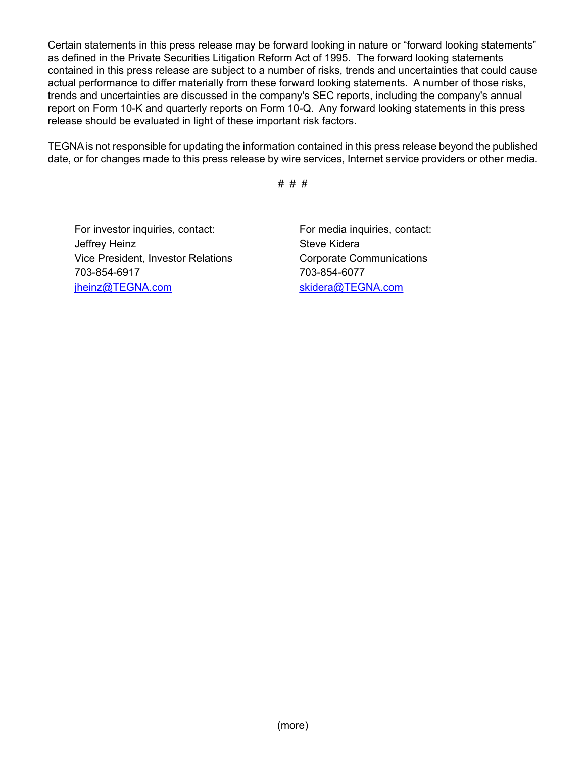Certain statements in this press release may be forward looking in nature or "forward looking statements" as defined in the Private Securities Litigation Reform Act of 1995. The forward looking statements contained in this press release are subject to a number of risks, trends and uncertainties that could cause actual performance to differ materially from these forward looking statements. A number of those risks, trends and uncertainties are discussed in the company's SEC reports, including the company's annual report on Form 10-K and quarterly reports on Form 10-Q. Any forward looking statements in this press release should be evaluated in light of these important risk factors.

TEGNA is not responsible for updating the information contained in this press release beyond the published date, or for changes made to this press release by wire services, Internet service providers or other media.

# # #

For investor inquiries, contact:
Jeffrey Heinz
Vice President, Investor Relations
703-854-6917
jheinz@TEGNA.com

For media inquiries, contact:
Steve Kidera
Corporate Communications
703-854-6077
skidera@TEGNA.com

(more)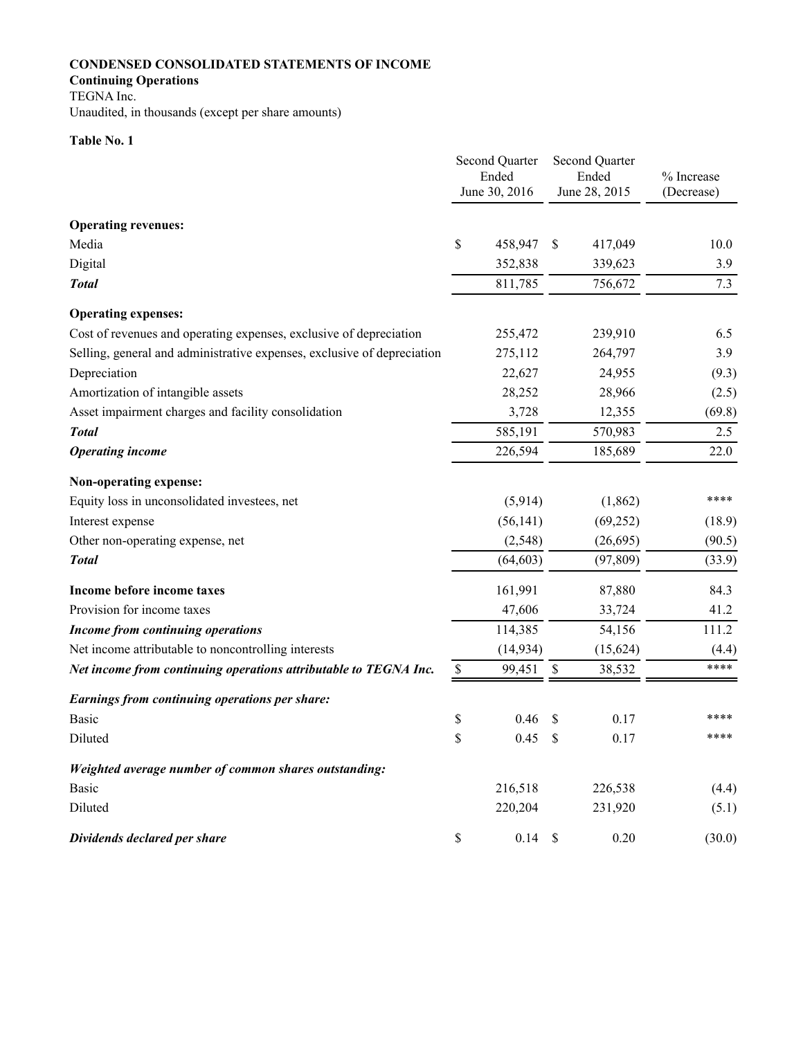**CONDENSED CONSOLIDATED STATEMENTS OF INCOME**

**Continuing Operations**

TEGNA Inc.

Unaudited, in thousands (except per share amounts)

**Table No. 1**

| | Second Quarter Ended June 30, 2016 | Second Quarter Ended June 28, 2015 | % Increase (Decrease) |
|---|---|---|---|
| **Operating revenues:** | | | |
| Media | $ 458,947 | $ 417,049 | 10.0 |
| Digital | 352,838 | 339,623 | 3.9 |
| ***Total*** | 811,785 | 756,672 | 7.3 |
| **Operating expenses:** | | | |
| Cost of revenues and operating expenses, exclusive of depreciation | 255,472 | 239,910 | 6.5 |
| Selling, general and administrative expenses, exclusive of depreciation | 275,112 | 264,797 | 3.9 |
| Depreciation | 22,627 | 24,955 | (9.3) |
| Amortization of intangible assets | 28,252 | 28,966 | (2.5) |
| Asset impairment charges and facility consolidation | 3,728 | 12,355 | (69.8) |
| ***Total*** | 585,191 | 570,983 | 2.5 |
| ***Operating income*** | 226,594 | 185,689 | 22.0 |
| **Non-operating expense:** | | | |
| Equity loss in unconsolidated investees, net | (5,914) | (1,862) | **** |
| Interest expense | (56,141) | (69,252) | (18.9) |
| Other non-operating expense, net | (2,548) | (26,695) | (90.5) |
| ***Total*** | (64,603) | (97,809) | (33.9) |
| **Income before income taxes** | 161,991 | 87,880 | 84.3 |
| Provision for income taxes | 47,606 | 33,724 | 41.2 |
| ***Income from continuing operations*** | 114,385 | 54,156 | 111.2 |
| Net income attributable to noncontrolling interests | (14,934) | (15,624) | (4.4) |
| ***Net income from continuing operations attributable to TEGNA Inc.*** | $ 99,451 | $ 38,532 | **** |
| ***Earnings from continuing operations per share:*** | | | |
| Basic | $ 0.46 | $ 0.17 | **** |
| Diluted | $ 0.45 | $ 0.17 | **** |
| ***Weighted average number of common shares outstanding:*** | | | |
| Basic | 216,518 | 226,538 | (4.4) |
| Diluted | 220,204 | 231,920 | (5.1) |
| ***Dividends declared per share*** | $ 0.14 | $ 0.20 | (30.0) |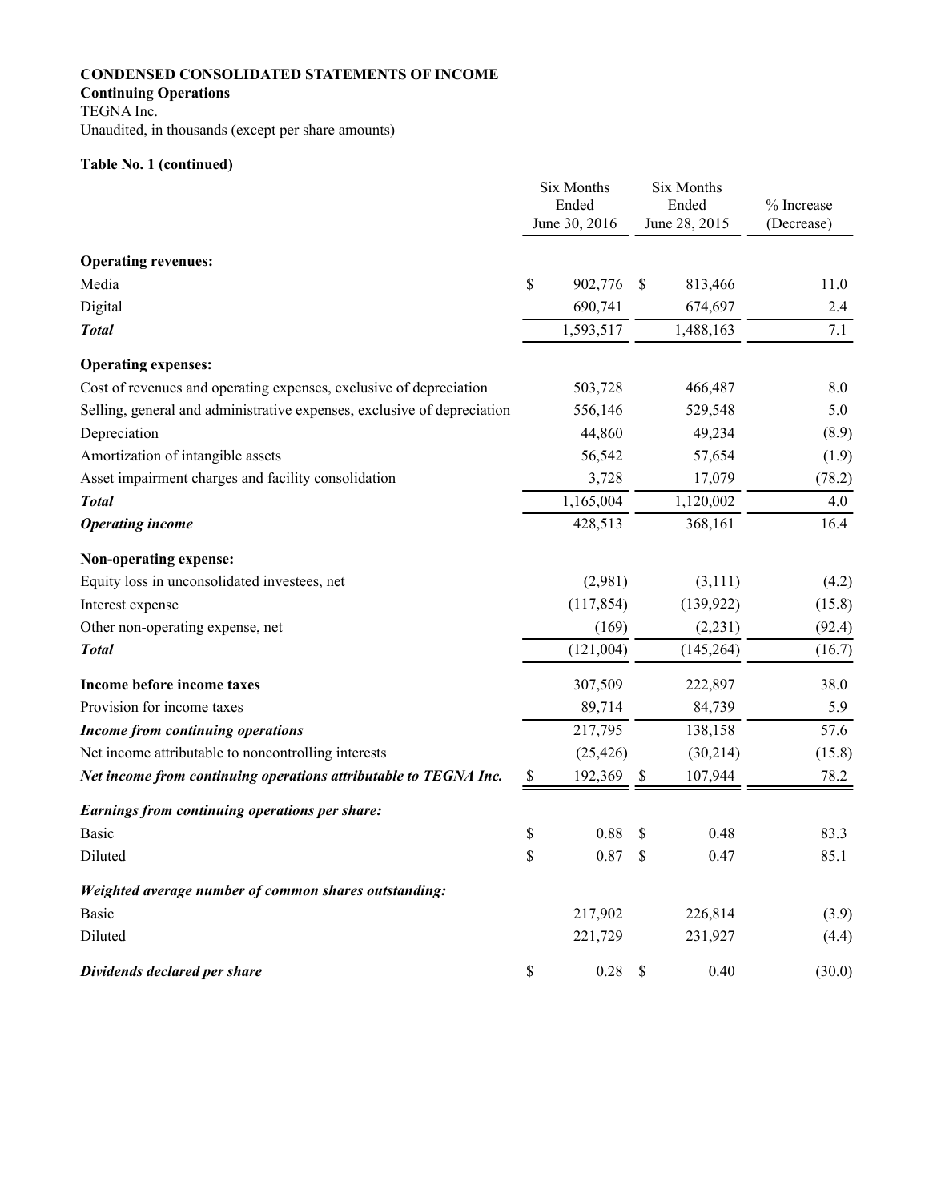**CONDENSED CONSOLIDATED STATEMENTS OF INCOME**

**Continuing Operations**

TEGNA Inc.

Unaudited, in thousands (except per share amounts)

**Table No. 1 (continued)**

| | Six Months Ended June 30, 2016 | Six Months Ended June 28, 2015 | % Increase (Decrease) |
|---|---|---|---|
| **Operating revenues:** | | | |
| Media | $ 902,776 | $ 813,466 | 11.0 |
| Digital | 690,741 | 674,697 | 2.4 |
| ***Total*** | 1,593,517 | 1,488,163 | 7.1 |
| **Operating expenses:** | | | |
| Cost of revenues and operating expenses, exclusive of depreciation | 503,728 | 466,487 | 8.0 |
| Selling, general and administrative expenses, exclusive of depreciation | 556,146 | 529,548 | 5.0 |
| Depreciation | 44,860 | 49,234 | (8.9) |
| Amortization of intangible assets | 56,542 | 57,654 | (1.9) |
| Asset impairment charges and facility consolidation | 3,728 | 17,079 | (78.2) |
| ***Total*** | 1,165,004 | 1,120,002 | 4.0 |
| ***Operating income*** | 428,513 | 368,161 | 16.4 |
| **Non-operating expense:** | | | |
| Equity loss in unconsolidated investees, net | (2,981) | (3,111) | (4.2) |
| Interest expense | (117,854) | (139,922) | (15.8) |
| Other non-operating expense, net | (169) | (2,231) | (92.4) |
| ***Total*** | (121,004) | (145,264) | (16.7) |
| **Income before income taxes** | 307,509 | 222,897 | 38.0 |
| Provision for income taxes | 89,714 | 84,739 | 5.9 |
| ***Income from continuing operations*** | 217,795 | 138,158 | 57.6 |
| Net income attributable to noncontrolling interests | (25,426) | (30,214) | (15.8) |
| ***Net income from continuing operations attributable to TEGNA Inc.*** | $ 192,369 | $ 107,944 | 78.2 |
| ***Earnings from continuing operations per share:*** | | | |
| Basic | $ 0.88 | $ 0.48 | 83.3 |
| Diluted | $ 0.87 | $ 0.47 | 85.1 |
| ***Weighted average number of common shares outstanding:*** | | | |
| Basic | 217,902 | 226,814 | (3.9) |
| Diluted | 221,729 | 231,927 | (4.4) |
| ***Dividends declared per share*** | $ 0.28 | $ 0.40 | (30.0) |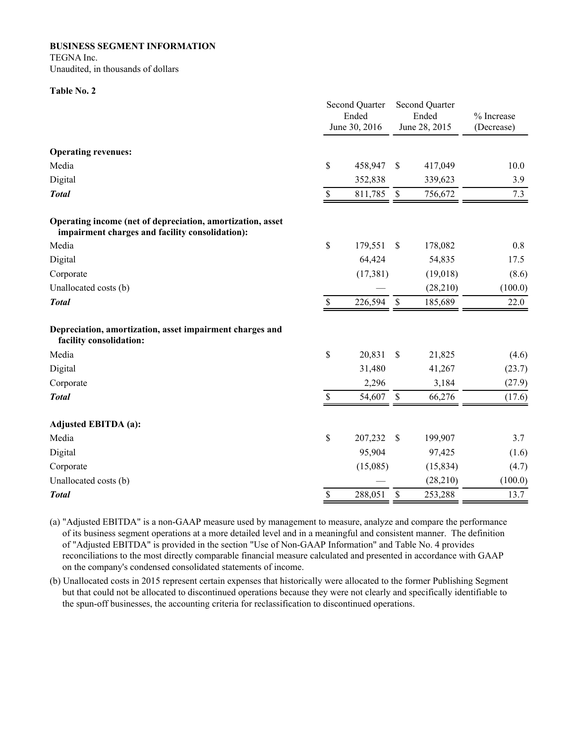**BUSINESS SEGMENT INFORMATION**
TEGNA Inc.
Unaudited, in thousands of dollars

**Table No. 2**

| | Second Quarter Ended June 30, 2016 | Second Quarter Ended June 28, 2015 | % Increase (Decrease) |
|---|---|---|---|
| **Operating revenues:** | | | |
| Media | $ 458,947 | $ 417,049 | 10.0 |
| Digital | 352,838 | 339,623 | 3.9 |
| ***Total*** | $ 811,785 | $ 756,672 | 7.3 |
| **Operating income (net of depreciation, amortization, asset impairment charges and facility consolidation):** | | | |
| Media | $ 179,551 | $ 178,082 | 0.8 |
| Digital | 64,424 | 54,835 | 17.5 |
| Corporate | (17,381) | (19,018) | (8.6) |
| Unallocated costs (b) | — | (28,210) | (100.0) |
| ***Total*** | $ 226,594 | $ 185,689 | 22.0 |
| **Depreciation, amortization, asset impairment charges and facility consolidation:** | | | |
| Media | $ 20,831 | $ 21,825 | (4.6) |
| Digital | 31,480 | 41,267 | (23.7) |
| Corporate | 2,296 | 3,184 | (27.9) |
| ***Total*** | $ 54,607 | $ 66,276 | (17.6) |
| **Adjusted EBITDA (a):** | | | |
| Media | $ 207,232 | $ 199,907 | 3.7 |
| Digital | 95,904 | 97,425 | (1.6) |
| Corporate | (15,085) | (15,834) | (4.7) |
| Unallocated costs (b) | — | (28,210) | (100.0) |
| ***Total*** | $ 288,051 | $ 253,288 | 13.7 |

(a) "Adjusted EBITDA" is a non-GAAP measure used by management to measure, analyze and compare the performance of its business segment operations at a more detailed level and in a meaningful and consistent manner. The definition of "Adjusted EBITDA" is provided in the section "Use of Non-GAAP Information" and Table No. 4 provides reconciliations to the most directly comparable financial measure calculated and presented in accordance with GAAP on the company's condensed consolidated statements of income.

(b) Unallocated costs in 2015 represent certain expenses that historically were allocated to the former Publishing Segment but that could not be allocated to discontinued operations because they were not clearly and specifically identifiable to the spun-off businesses, the accounting criteria for reclassification to discontinued operations.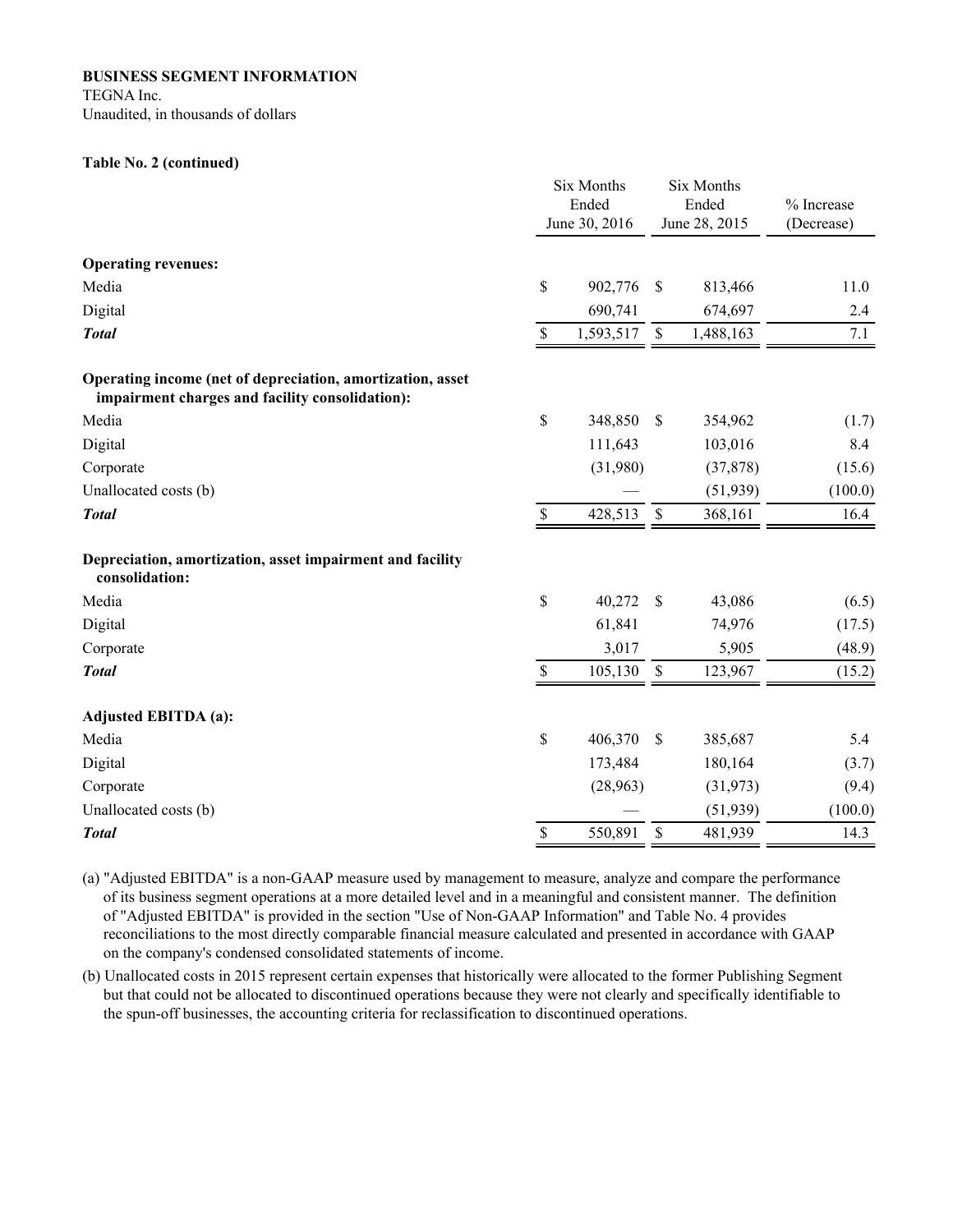**BUSINESS SEGMENT INFORMATION**

TEGNA Inc.

Unaudited, in thousands of dollars

**Table No. 2 (continued)**

| | Six Months Ended June 30, 2016 | Six Months Ended June 28, 2015 | % Increase (Decrease) |
|---|---|---|---|
| **Operating revenues:** | | | |
| Media | $ 902,776 | $ 813,466 | 11.0 |
| Digital | 690,741 | 674,697 | 2.4 |
| ***Total*** | $ 1,593,517 | $ 1,488,163 | 7.1 |
| **Operating income (net of depreciation, amortization, asset impairment charges and facility consolidation):** | | | |
| Media | $ 348,850 | $ 354,962 | (1.7) |
| Digital | 111,643 | 103,016 | 8.4 |
| Corporate | (31,980) | (37,878) | (15.6) |
| Unallocated costs (b) | — | (51,939) | (100.0) |
| ***Total*** | $ 428,513 | $ 368,161 | 16.4 |
| **Depreciation, amortization, asset impairment and facility consolidation:** | | | |
| Media | $ 40,272 | $ 43,086 | (6.5) |
| Digital | 61,841 | 74,976 | (17.5) |
| Corporate | 3,017 | 5,905 | (48.9) |
| ***Total*** | $ 105,130 | $ 123,967 | (15.2) |
| **Adjusted EBITDA (a):** | | | |
| Media | $ 406,370 | $ 385,687 | 5.4 |
| Digital | 173,484 | 180,164 | (3.7) |
| Corporate | (28,963) | (31,973) | (9.4) |
| Unallocated costs (b) | — | (51,939) | (100.0) |
| ***Total*** | $ 550,891 | $ 481,939 | 14.3 |

(a) "Adjusted EBITDA" is a non-GAAP measure used by management to measure, analyze and compare the performance of its business segment operations at a more detailed level and in a meaningful and consistent manner. The definition of "Adjusted EBITDA" is provided in the section "Use of Non-GAAP Information" and Table No. 4 provides reconciliations to the most directly comparable financial measure calculated and presented in accordance with GAAP on the company's condensed consolidated statements of income.

(b) Unallocated costs in 2015 represent certain expenses that historically were allocated to the former Publishing Segment but that could not be allocated to discontinued operations because they were not clearly and specifically identifiable to the spun-off businesses, the accounting criteria for reclassification to discontinued operations.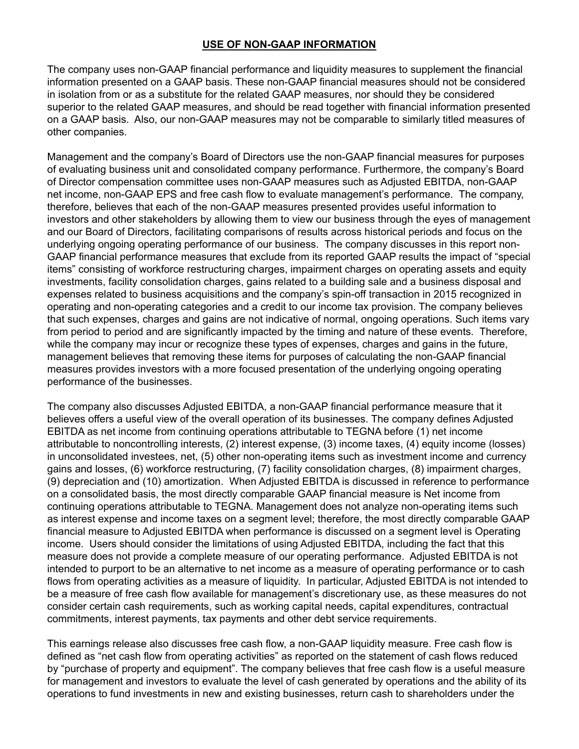## USE OF NON-GAAP INFORMATION

The company uses non-GAAP financial performance and liquidity measures to supplement the financial information presented on a GAAP basis. These non-GAAP financial measures should not be considered in isolation from or as a substitute for the related GAAP measures, nor should they be considered superior to the related GAAP measures, and should be read together with financial information presented on a GAAP basis. Also, our non-GAAP measures may not be comparable to similarly titled measures of other companies.

Management and the company's Board of Directors use the non-GAAP financial measures for purposes of evaluating business unit and consolidated company performance. Furthermore, the company's Board of Director compensation committee uses non-GAAP measures such as Adjusted EBITDA, non-GAAP net income, non-GAAP EPS and free cash flow to evaluate management's performance. The company, therefore, believes that each of the non-GAAP measures presented provides useful information to investors and other stakeholders by allowing them to view our business through the eyes of management and our Board of Directors, facilitating comparisons of results across historical periods and focus on the underlying ongoing operating performance of our business. The company discusses in this report non-GAAP financial performance measures that exclude from its reported GAAP results the impact of "special items" consisting of workforce restructuring charges, impairment charges on operating assets and equity investments, facility consolidation charges, gains related to a building sale and a business disposal and expenses related to business acquisitions and the company's spin-off transaction in 2015 recognized in operating and non-operating categories and a credit to our income tax provision. The company believes that such expenses, charges and gains are not indicative of normal, ongoing operations. Such items vary from period to period and are significantly impacted by the timing and nature of these events. Therefore, while the company may incur or recognize these types of expenses, charges and gains in the future, management believes that removing these items for purposes of calculating the non-GAAP financial measures provides investors with a more focused presentation of the underlying ongoing operating performance of the businesses.

The company also discusses Adjusted EBITDA, a non-GAAP financial performance measure that it believes offers a useful view of the overall operation of its businesses. The company defines Adjusted EBITDA as net income from continuing operations attributable to TEGNA before (1) net income attributable to noncontrolling interests, (2) interest expense, (3) income taxes, (4) equity income (losses) in unconsolidated investees, net, (5) other non-operating items such as investment income and currency gains and losses, (6) workforce restructuring, (7) facility consolidation charges, (8) impairment charges, (9) depreciation and (10) amortization. When Adjusted EBITDA is discussed in reference to performance on a consolidated basis, the most directly comparable GAAP financial measure is Net income from continuing operations attributable to TEGNA. Management does not analyze non-operating items such as interest expense and income taxes on a segment level; therefore, the most directly comparable GAAP financial measure to Adjusted EBITDA when performance is discussed on a segment level is Operating income. Users should consider the limitations of using Adjusted EBITDA, including the fact that this measure does not provide a complete measure of our operating performance. Adjusted EBITDA is not intended to purport to be an alternative to net income as a measure of operating performance or to cash flows from operating activities as a measure of liquidity. In particular, Adjusted EBITDA is not intended to be a measure of free cash flow available for management's discretionary use, as these measures do not consider certain cash requirements, such as working capital needs, capital expenditures, contractual commitments, interest payments, tax payments and other debt service requirements.

This earnings release also discusses free cash flow, a non-GAAP liquidity measure. Free cash flow is defined as "net cash flow from operating activities" as reported on the statement of cash flows reduced by "purchase of property and equipment". The company believes that free cash flow is a useful measure for management and investors to evaluate the level of cash generated by operations and the ability of its operations to fund investments in new and existing businesses, return cash to shareholders under the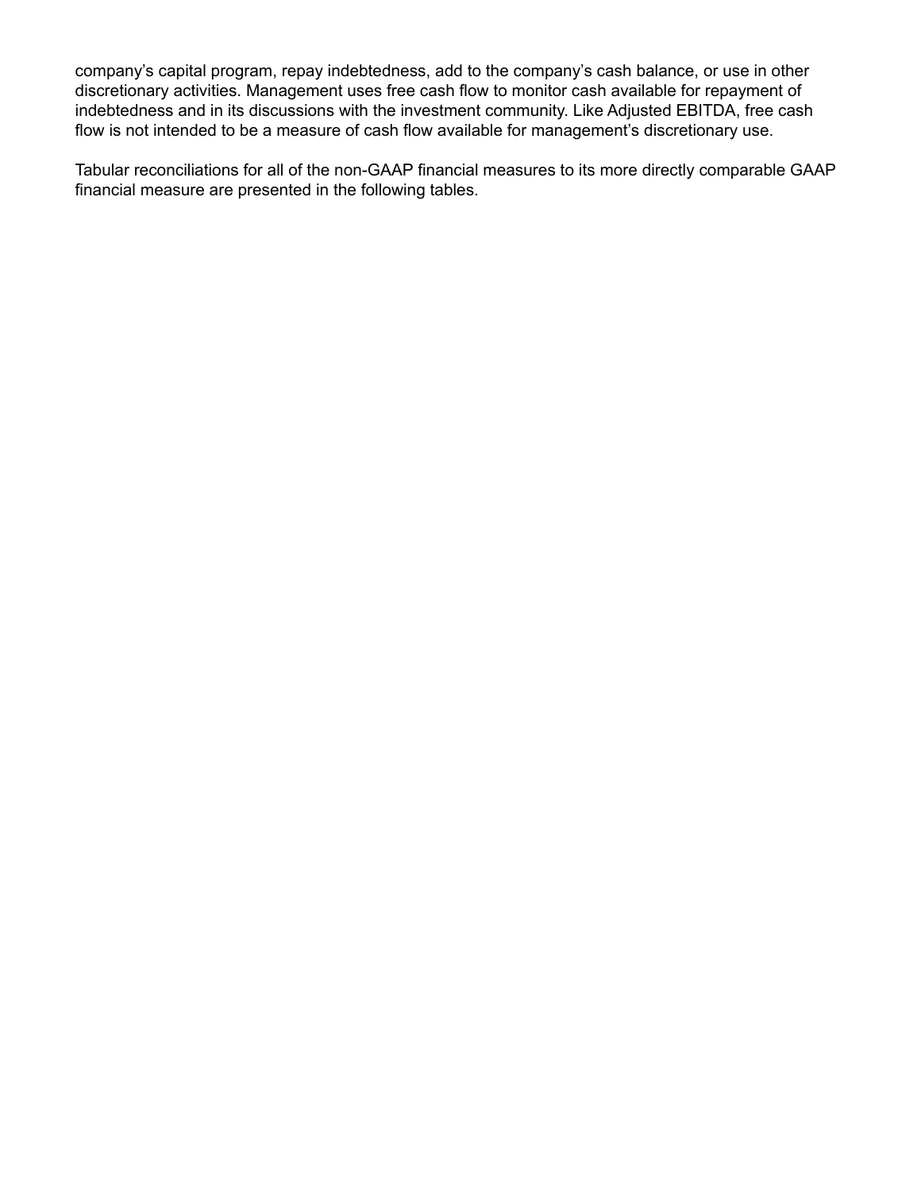company's capital program, repay indebtedness, add to the company's cash balance, or use in other discretionary activities. Management uses free cash flow to monitor cash available for repayment of indebtedness and in its discussions with the investment community. Like Adjusted EBITDA, free cash flow is not intended to be a measure of cash flow available for management's discretionary use.

Tabular reconciliations for all of the non-GAAP financial measures to its more directly comparable GAAP financial measure are presented in the following tables.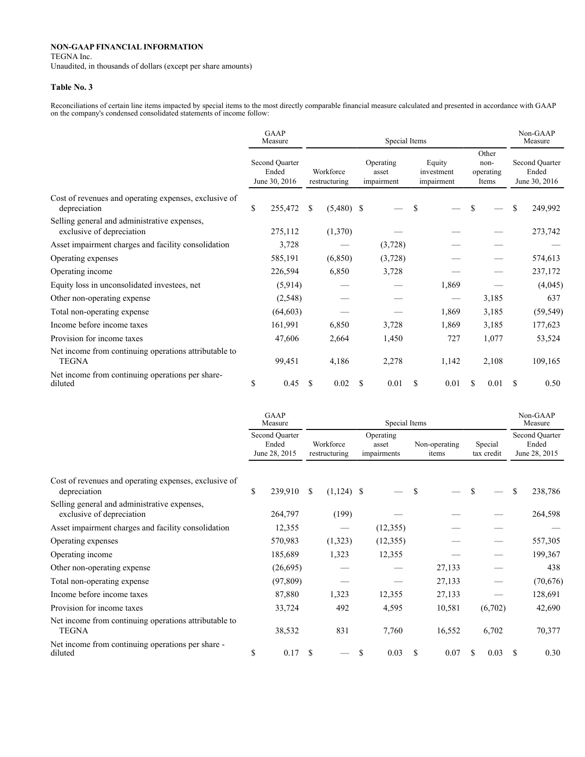**NON-GAAP FINANCIAL INFORMATION**

TEGNA Inc.

Unaudited, in thousands of dollars (except per share amounts)

**Table No. 3**

Reconciliations of certain line items impacted by special items to the most directly comparable financial measure calculated and presented in accordance with GAAP on the company's condensed consolidated statements of income follow:

| | GAAP Measure | Special Items | | | | Non-GAAP Measure |
|---|---|---|---|---|---|---|
| | Second Quarter Ended June 30, 2016 | Workforce restructuring | Operating asset impairment | Equity investment impairment | Other non-operating Items | Second Quarter Ended June 30, 2016 |
| Cost of revenues and operating expenses, exclusive of depreciation | $ 255,472 | $ (5,480) | $ — | $ — | $ — | $ 249,992 |
| Selling general and administrative expenses, exclusive of depreciation | 275,112 | (1,370) | — | — | — | 273,742 |
| Asset impairment charges and facility consolidation | 3,728 | — | (3,728) | — | — | — |
| Operating expenses | 585,191 | (6,850) | (3,728) | — | — | 574,613 |
| Operating income | 226,594 | 6,850 | 3,728 | — | — | 237,172 |
| Equity loss in unconsolidated investees, net | (5,914) | — | — | 1,869 | — | (4,045) |
| Other non-operating expense | (2,548) | — | — | — | 3,185 | 637 |
| Total non-operating expense | (64,603) | — | — | 1,869 | 3,185 | (59,549) |
| Income before income taxes | 161,991 | 6,850 | 3,728 | 1,869 | 3,185 | 177,623 |
| Provision for income taxes | 47,606 | 2,664 | 1,450 | 727 | 1,077 | 53,524 |
| Net income from continuing operations attributable to TEGNA | 99,451 | 4,186 | 2,278 | 1,142 | 2,108 | 109,165 |
| Net income from continuing operations per share-diluted | $ 0.45 | $ 0.02 | $ 0.01 | $ 0.01 | $ 0.01 | $ 0.50 |

| | GAAP Measure | Special Items | | | | Non-GAAP Measure |
|---|---|---|---|---|---|---|
| | Second Quarter Ended June 28, 2015 | Workforce restructuring | Operating asset impairments | Non-operating items | Special tax credit | Second Quarter Ended June 28, 2015 |
| Cost of revenues and operating expenses, exclusive of depreciation | $ 239,910 | $ (1,124) | $ — | $ — | $ — | $ 238,786 |
| Selling general and administrative expenses, exclusive of depreciation | 264,797 | (199) | — | — | — | 264,598 |
| Asset impairment charges and facility consolidation | 12,355 | — | (12,355) | — | — | — |
| Operating expenses | 570,983 | (1,323) | (12,355) | — | — | 557,305 |
| Operating income | 185,689 | 1,323 | 12,355 | — | — | 199,367 |
| Other non-operating expense | (26,695) | — | — | 27,133 | — | 438 |
| Total non-operating expense | (97,809) | — | — | 27,133 | — | (70,676) |
| Income before income taxes | 87,880 | 1,323 | 12,355 | 27,133 | — | 128,691 |
| Provision for income taxes | 33,724 | 492 | 4,595 | 10,581 | (6,702) | 42,690 |
| Net income from continuing operations attributable to TEGNA | 38,532 | 831 | 7,760 | 16,552 | 6,702 | 70,377 |
| Net income from continuing operations per share - diluted | $ 0.17 | $ — | $ 0.03 | $ 0.07 | $ 0.03 | $ 0.30 |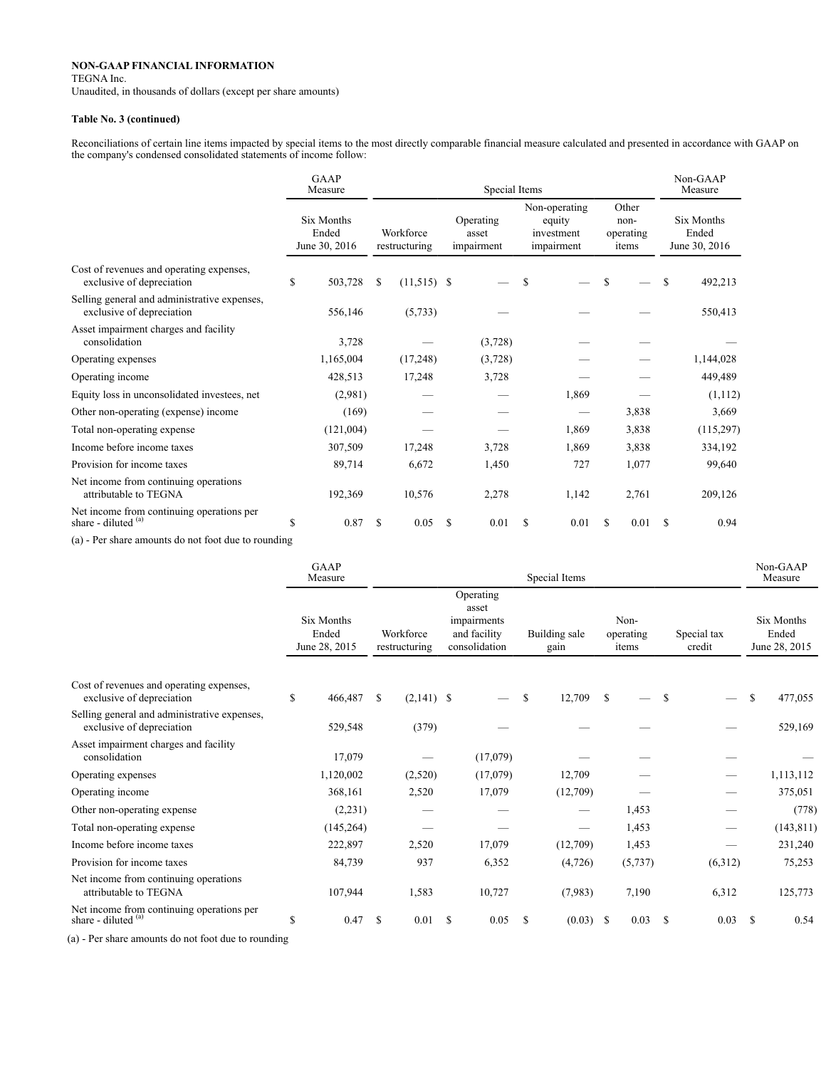**NON-GAAP FINANCIAL INFORMATION**
TEGNA Inc.
Unaudited, in thousands of dollars (except per share amounts)

**Table No. 3 (continued)**

Reconciliations of certain line items impacted by special items to the most directly comparable financial measure calculated and presented in accordance with GAAP on the company's condensed consolidated statements of income follow:

| | GAAP Measure | Special Items | | | | Non-GAAP Measure |
|---|---|---|---|---|---|---|
| | Six Months Ended June 30, 2016 | Workforce restructuring | Operating asset impairment | Non-operating equity investment impairment | Other non-operating items | Six Months Ended June 30, 2016 |
| Cost of revenues and operating expenses, exclusive of depreciation | $ 503,728 | $ (11,515) | $ — | $ — | $ — | $ 492,213 |
| Selling general and administrative expenses, exclusive of depreciation | 556,146 | (5,733) | — | — | — | 550,413 |
| Asset impairment charges and facility consolidation | 3,728 | — | (3,728) | — | — | — |
| Operating expenses | 1,165,004 | (17,248) | (3,728) | — | — | 1,144,028 |
| Operating income | 428,513 | 17,248 | 3,728 | — | — | 449,489 |
| Equity loss in unconsolidated investees, net | (2,981) | — | — | 1,869 | — | (1,112) |
| Other non-operating (expense) income | (169) | — | — | — | 3,838 | 3,669 |
| Total non-operating expense | (121,004) | — | — | 1,869 | 3,838 | (115,297) |
| Income before income taxes | 307,509 | 17,248 | 3,728 | 1,869 | 3,838 | 334,192 |
| Provision for income taxes | 89,714 | 6,672 | 1,450 | 727 | 1,077 | 99,640 |
| Net income from continuing operations attributable to TEGNA | 192,369 | 10,576 | 2,278 | 1,142 | 2,761 | 209,126 |
| Net income from continuing operations per share - diluted [(a)] | $ 0.87 | $ 0.05 | $ 0.01 | $ 0.01 | $ 0.01 | $ 0.94 |

(a) - Per share amounts do not foot due to rounding

| | GAAP Measure | Special Items | | | | | Non-GAAP Measure |
|---|---|---|---|---|---|---|---|
| | Six Months Ended June 28, 2015 | Workforce restructuring | Operating asset impairments and facility consolidation | Building sale gain | Non-operating items | Special tax credit | Six Months Ended June 28, 2015 |
| Cost of revenues and operating expenses, exclusive of depreciation | $ 466,487 | $ (2,141) | $ — | $ 12,709 | $ — | $ — | $ 477,055 |
| Selling general and administrative expenses, exclusive of depreciation | 529,548 | (379) | — | — | — | — | 529,169 |
| Asset impairment charges and facility consolidation | 17,079 | — | (17,079) | — | — | — | — |
| Operating expenses | 1,120,002 | (2,520) | (17,079) | 12,709 | — | — | 1,113,112 |
| Operating income | 368,161 | 2,520 | 17,079 | (12,709) | — | — | 375,051 |
| Other non-operating expense | (2,231) | — | — | — | 1,453 | — | (778) |
| Total non-operating expense | (145,264) | — | — | — | 1,453 | — | (143,811) |
| Income before income taxes | 222,897 | 2,520 | 17,079 | (12,709) | 1,453 | — | 231,240 |
| Provision for income taxes | 84,739 | 937 | 6,352 | (4,726) | (5,737) | (6,312) | 75,253 |
| Net income from continuing operations attributable to TEGNA | 107,944 | 1,583 | 10,727 | (7,983) | 7,190 | 6,312 | 125,773 |
| Net income from continuing operations per share - diluted [(a)] | $ 0.47 | $ 0.01 | $ 0.05 | $ (0.03) | $ 0.03 | $ 0.03 | $ 0.54 |

(a) - Per share amounts do not foot due to rounding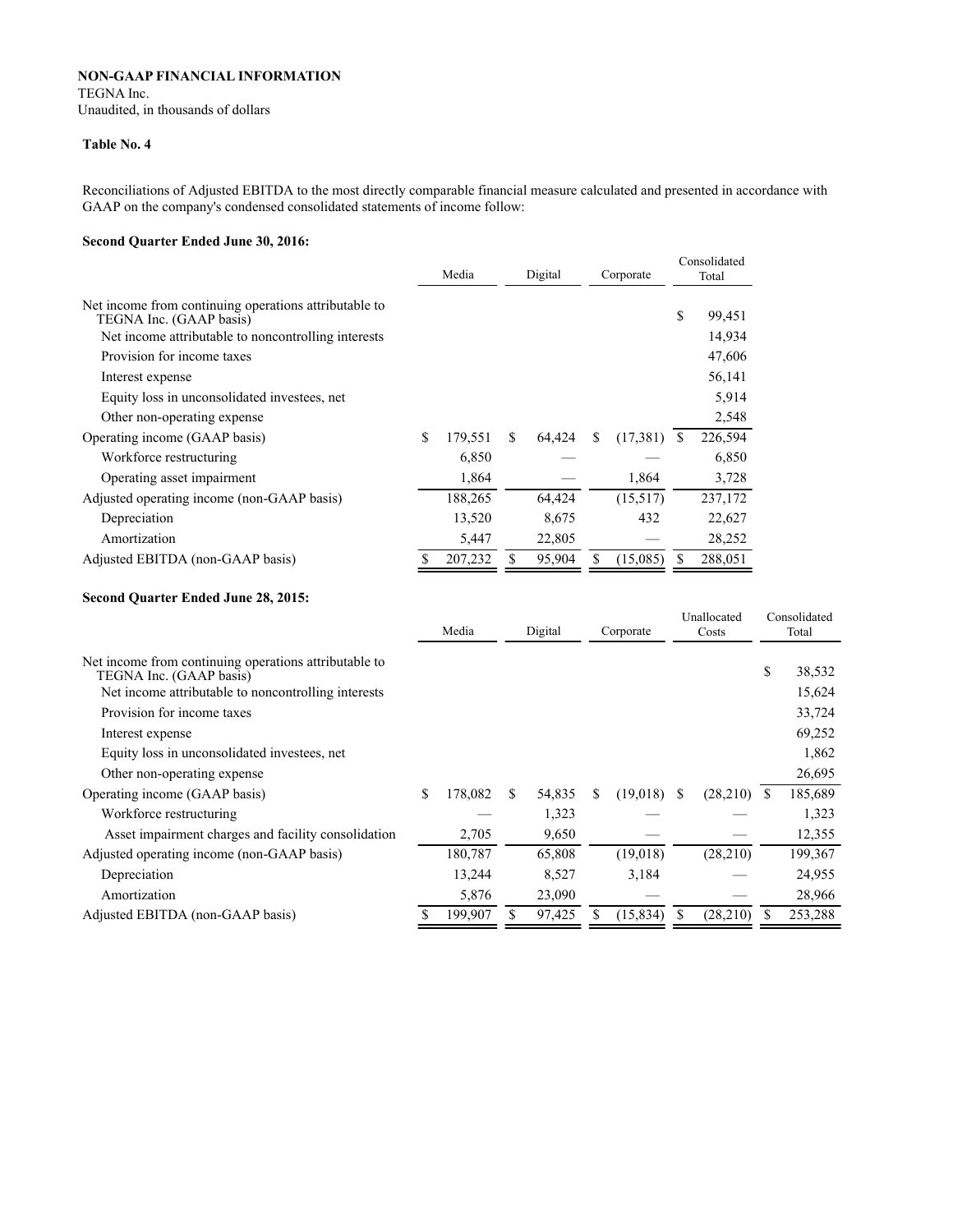**NON-GAAP FINANCIAL INFORMATION**
TEGNA Inc.
Unaudited, in thousands of dollars

**Table No. 4**

Reconciliations of Adjusted EBITDA to the most directly comparable financial measure calculated and presented in accordance with GAAP on the company's condensed consolidated statements of income follow:

**Second Quarter Ended June 30, 2016:**

| | Media | Digital | Corporate | Consolidated Total |
|---|---|---|---|---|
| Net income from continuing operations attributable to TEGNA Inc. (GAAP basis) | | | | $ 99,451 |
| Net income attributable to noncontrolling interests | | | | 14,934 |
| Provision for income taxes | | | | 47,606 |
| Interest expense | | | | 56,141 |
| Equity loss in unconsolidated investees, net | | | | 5,914 |
| Other non-operating expense | | | | 2,548 |
| Operating income (GAAP basis) | $ 179,551 | $ 64,424 | $ (17,381) | $ 226,594 |
| Workforce restructuring | 6,850 | — | — | 6,850 |
| Operating asset impairment | 1,864 | — | 1,864 | 3,728 |
| Adjusted operating income (non-GAAP basis) | 188,265 | 64,424 | (15,517) | 237,172 |
| Depreciation | 13,520 | 8,675 | 432 | 22,627 |
| Amortization | 5,447 | 22,805 | — | 28,252 |
| Adjusted EBITDA (non-GAAP basis) | $ 207,232 | $ 95,904 | $ (15,085) | $ 288,051 |

**Second Quarter Ended June 28, 2015:**

| | Media | Digital | Corporate | Unallocated Costs | Consolidated Total |
|---|---|---|---|---|---|
| Net income from continuing operations attributable to TEGNA Inc. (GAAP basis) | | | | | $ 38,532 |
| Net income attributable to noncontrolling interests | | | | | 15,624 |
| Provision for income taxes | | | | | 33,724 |
| Interest expense | | | | | 69,252 |
| Equity loss in unconsolidated investees, net | | | | | 1,862 |
| Other non-operating expense | | | | | 26,695 |
| Operating income (GAAP basis) | $ 178,082 | $ 54,835 | $ (19,018) | $ (28,210) | $ 185,689 |
| Workforce restructuring | — | 1,323 | — | — | 1,323 |
| Asset impairment charges and facility consolidation | 2,705 | 9,650 | — | — | 12,355 |
| Adjusted operating income (non-GAAP basis) | 180,787 | 65,808 | (19,018) | (28,210) | 199,367 |
| Depreciation | 13,244 | 8,527 | 3,184 | — | 24,955 |
| Amortization | 5,876 | 23,090 | — | — | 28,966 |
| Adjusted EBITDA (non-GAAP basis) | $ 199,907 | $ 97,425 | $ (15,834) | $ (28,210) | $ 253,288 |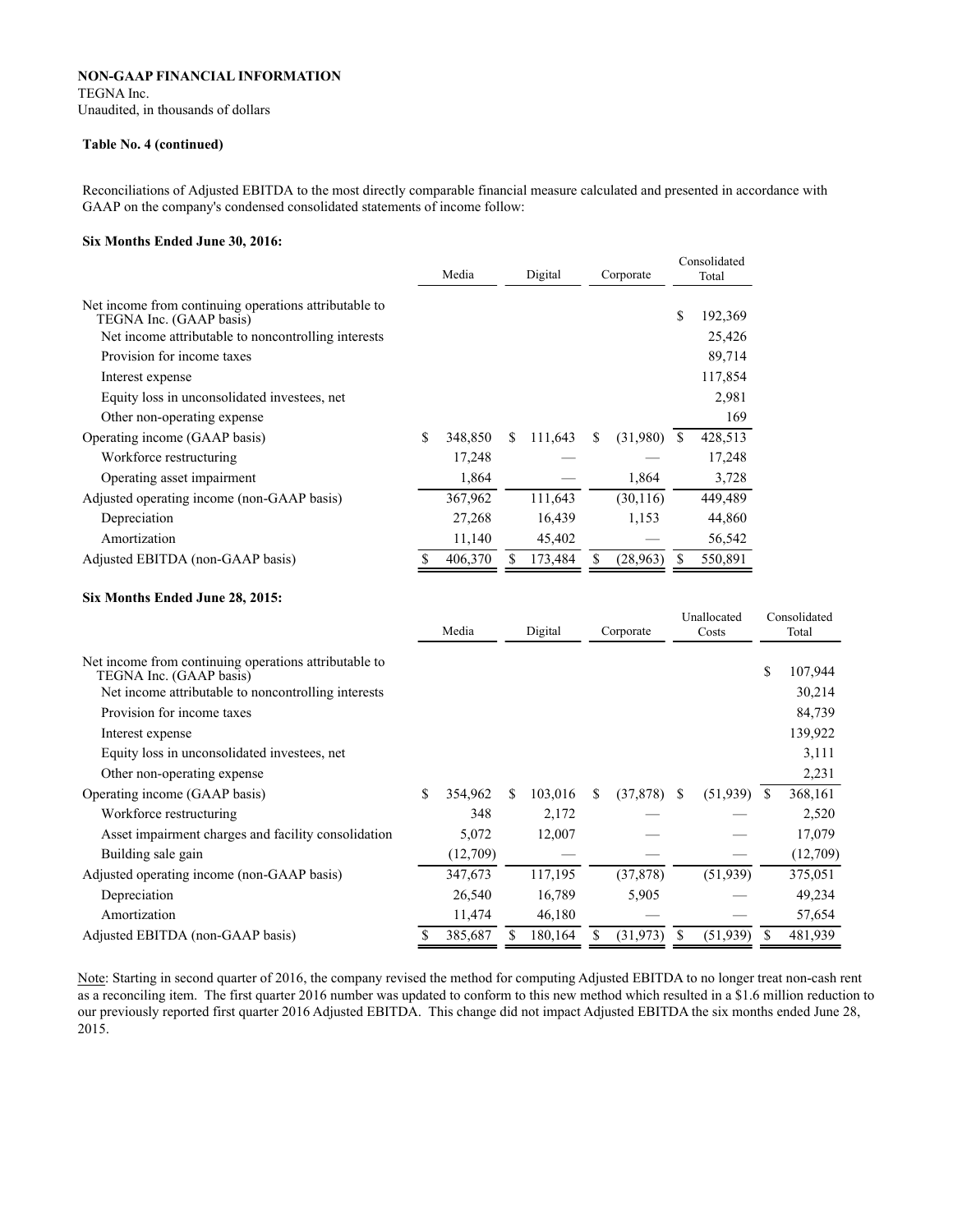**NON-GAAP FINANCIAL INFORMATION**
TEGNA Inc.
Unaudited, in thousands of dollars

**Table No. 4 (continued)**

Reconciliations of Adjusted EBITDA to the most directly comparable financial measure calculated and presented in accordance with GAAP on the company's condensed consolidated statements of income follow:

**Six Months Ended June 30, 2016:**

| | Media | Digital | Corporate | Consolidated Total |
|---|---|---|---|---|
| Net income from continuing operations attributable to TEGNA Inc. (GAAP basis) | | | | $ 192,369 |
| Net income attributable to noncontrolling interests | | | | 25,426 |
| Provision for income taxes | | | | 89,714 |
| Interest expense | | | | 117,854 |
| Equity loss in unconsolidated investees, net | | | | 2,981 |
| Other non-operating expense | | | | 169 |
| Operating income (GAAP basis) | $ 348,850 | $ 111,643 | $ (31,980) | $ 428,513 |
| Workforce restructuring | 17,248 | — | — | 17,248 |
| Operating asset impairment | 1,864 | — | 1,864 | 3,728 |
| Adjusted operating income (non-GAAP basis) | 367,962 | 111,643 | (30,116) | 449,489 |
| Depreciation | 27,268 | 16,439 | 1,153 | 44,860 |
| Amortization | 11,140 | 45,402 | — | 56,542 |
| Adjusted EBITDA (non-GAAP basis) | $ 406,370 | $ 173,484 | $ (28,963) | $ 550,891 |

**Six Months Ended June 28, 2015:**

| | Media | Digital | Corporate | Unallocated Costs | Consolidated Total |
|---|---|---|---|---|---|
| Net income from continuing operations attributable to TEGNA Inc. (GAAP basis) | | | | | $ 107,944 |
| Net income attributable to noncontrolling interests | | | | | 30,214 |
| Provision for income taxes | | | | | 84,739 |
| Interest expense | | | | | 139,922 |
| Equity loss in unconsolidated investees, net | | | | | 3,111 |
| Other non-operating expense | | | | | 2,231 |
| Operating income (GAAP basis) | $ 354,962 | $ 103,016 | $ (37,878) | $ (51,939) | $ 368,161 |
| Workforce restructuring | 348 | 2,172 | — | — | 2,520 |
| Asset impairment charges and facility consolidation | 5,072 | 12,007 | — | — | 17,079 |
| Building sale gain | (12,709) | — | — | — | (12,709) |
| Adjusted operating income (non-GAAP basis) | 347,673 | 117,195 | (37,878) | (51,939) | 375,051 |
| Depreciation | 26,540 | 16,789 | 5,905 | — | 49,234 |
| Amortization | 11,474 | 46,180 | — | — | 57,654 |
| Adjusted EBITDA (non-GAAP basis) | $ 385,687 | $ 180,164 | $ (31,973) | $ (51,939) | $ 481,939 |

Note: Starting in second quarter of 2016, the company revised the method for computing Adjusted EBITDA to no longer treat non-cash rent as a reconciling item. The first quarter 2016 number was updated to conform to this new method which resulted in a $1.6 million reduction to our previously reported first quarter 2016 Adjusted EBITDA. This change did not impact Adjusted EBITDA the six months ended June 28, 2015.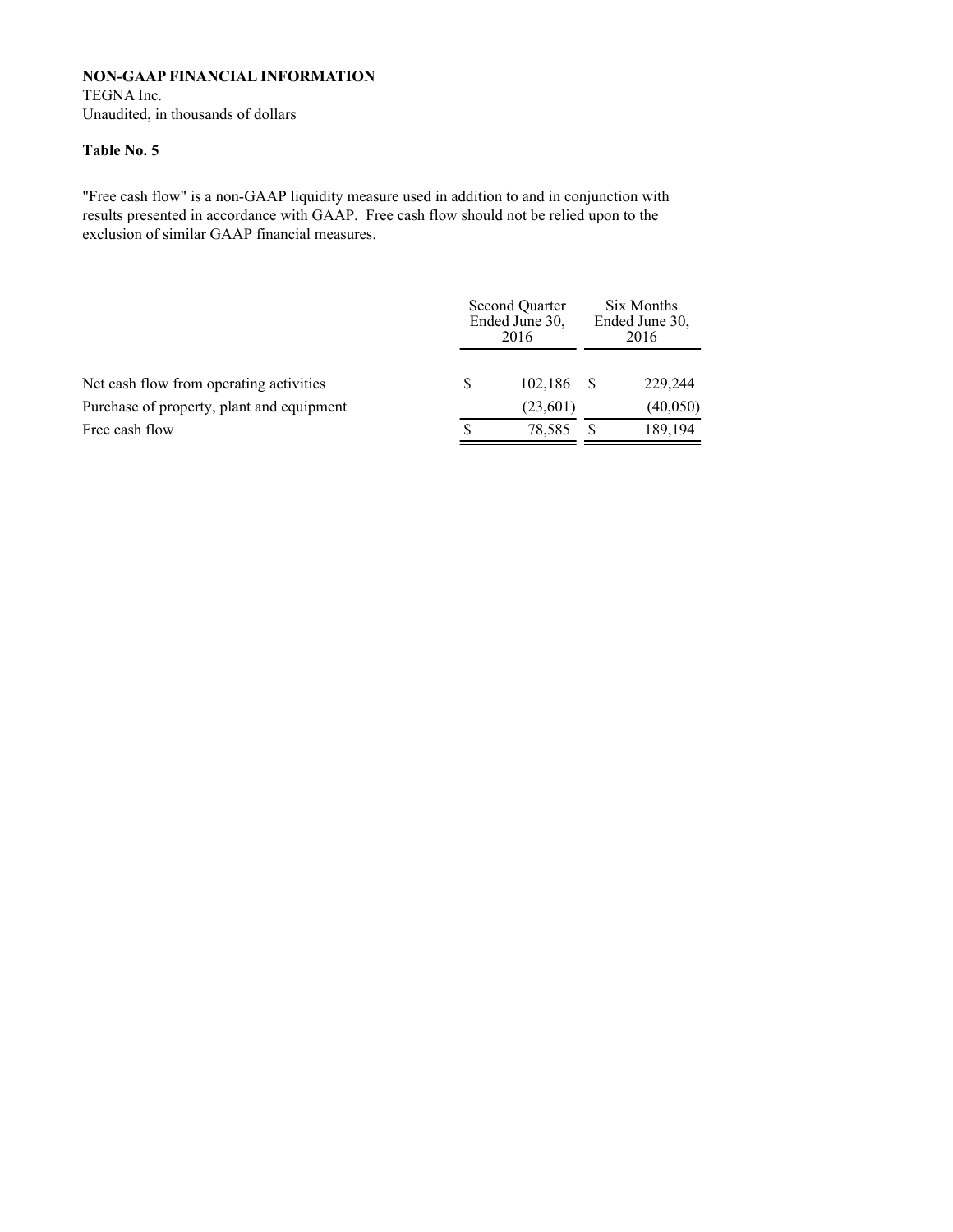**NON-GAAP FINANCIAL INFORMATION**
TEGNA Inc.
Unaudited, in thousands of dollars

**Table No. 5**

"Free cash flow" is a non-GAAP liquidity measure used in addition to and in conjunction with results presented in accordance with GAAP. Free cash flow should not be relied upon to the exclusion of similar GAAP financial measures.

| | Second Quarter Ended June 30, 2016 | Six Months Ended June 30, 2016 |
|---|---|---|
| Net cash flow from operating activities | $ 102,186 | $ 229,244 |
| Purchase of property, plant and equipment | (23,601) | (40,050) |
| Free cash flow | $ 78,585 | $ 189,194 |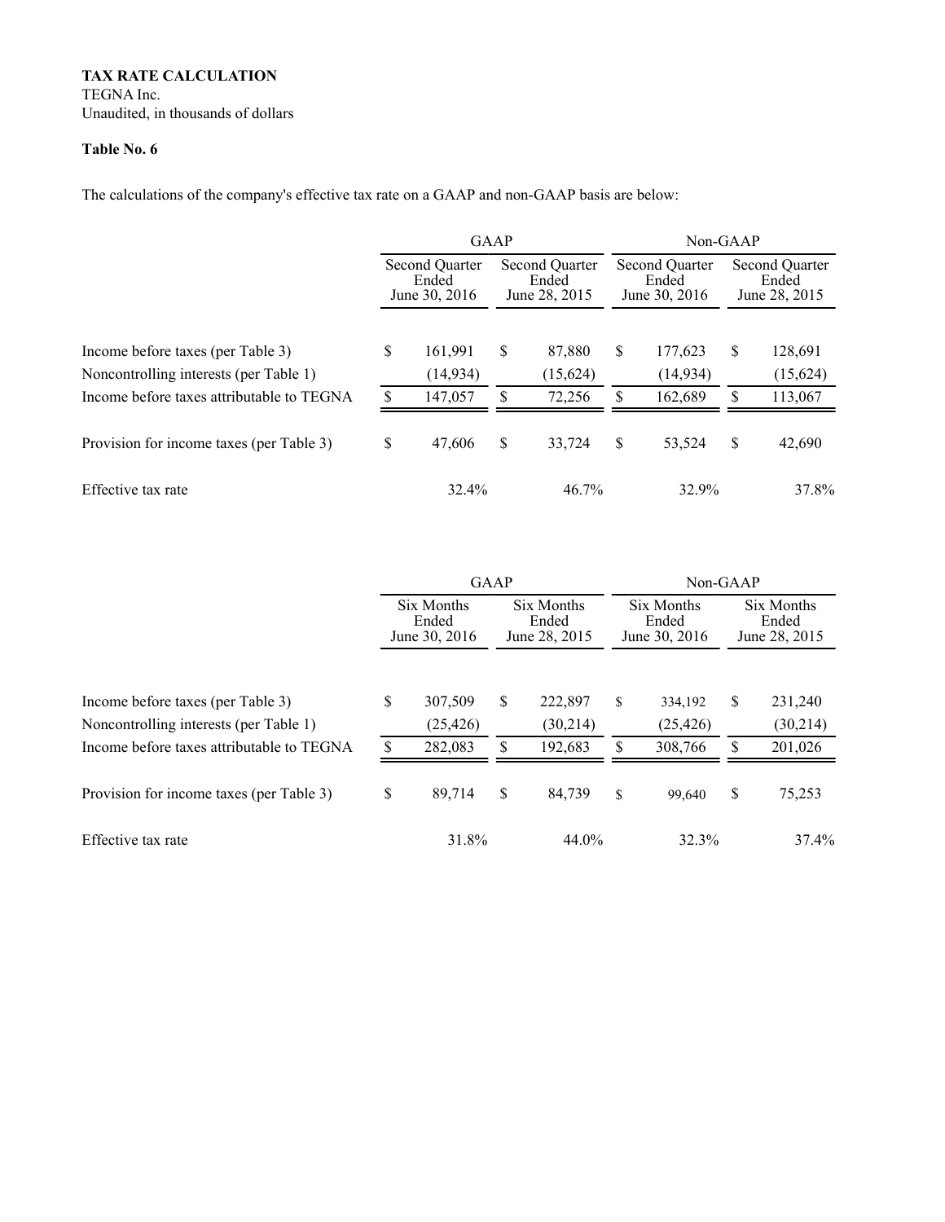**TAX RATE CALCULATION**
TEGNA Inc.
Unaudited, in thousands of dollars

**Table No. 6**

The calculations of the company's effective tax rate on a GAAP and non-GAAP basis are below:

| | GAAP | | Non-GAAP | |
|---|---|---|---|---|
| | Second Quarter Ended June 30, 2016 | Second Quarter Ended June 28, 2015 | Second Quarter Ended June 30, 2016 | Second Quarter Ended June 28, 2015 |
| Income before taxes (per Table 3) | $ 161,991 | $ 87,880 | $ 177,623 | $ 128,691 |
| Noncontrolling interests (per Table 1) | (14,934) | (15,624) | (14,934) | (15,624) |
| Income before taxes attributable to TEGNA | $ 147,057 | $ 72,256 | $ 162,689 | $ 113,067 |
| Provision for income taxes (per Table 3) | $ 47,606 | $ 33,724 | $ 53,524 | $ 42,690 |
| Effective tax rate | 32.4% | 46.7% | 32.9% | 37.8% |

| | GAAP | | Non-GAAP | |
|---|---|---|---|---|
| | Six Months Ended June 30, 2016 | Six Months Ended June 28, 2015 | Six Months Ended June 30, 2016 | Six Months Ended June 28, 2015 |
| Income before taxes (per Table 3) | $ 307,509 | $ 222,897 | $ 334,192 | $ 231,240 |
| Noncontrolling interests (per Table 1) | (25,426) | (30,214) | (25,426) | (30,214) |
| Income before taxes attributable to TEGNA | $ 282,083 | $ 192,683 | $ 308,766 | $ 201,026 |
| Provision for income taxes (per Table 3) | $ 89,714 | $ 84,739 | $ 99,640 | $ 75,253 |
| Effective tax rate | 31.8% | 44.0% | 32.3% | 37.4% |